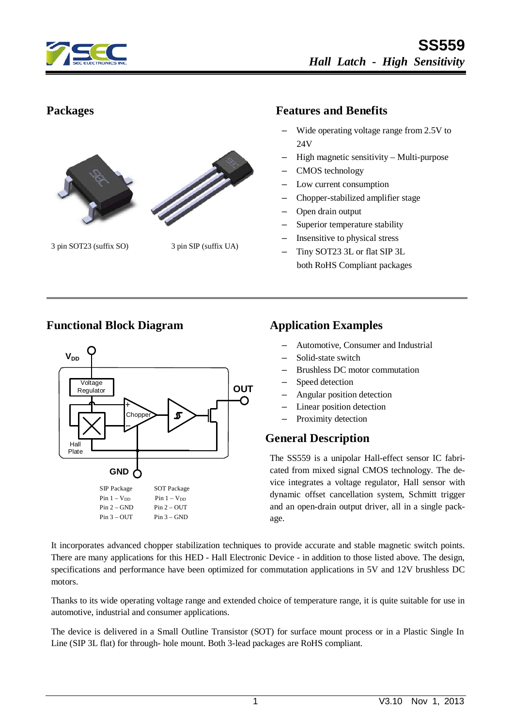# SS559

*Hall Latch - High Sensitivity*

## Packages

3 pin SOT23 (suffix SO)

3 pin SIP (suffix UA)

## Features and Benefits

- Wide operating voltage range from 2.5V to 24V
- High magnetic sensitivity – Multi-purpose
- CMOS technology
- Low current consumption
- Chopper-stabilized amplifier stage
- Open drain output
- Superior temperature stability
- Insensitive to physical stress
- Tiny SOT23 3L or flat SIP 3L both RoHS Compliant packages

## Functional Block Diagram

$V_{DD}$

Voltage Regulator

Chopper

Hall Plate

OUT

GND

| SIP Package | SOT Package |
|---|---|
| Pin 1 – $V_{DD}$ | Pin 1 – $V_{DD}$ |
| Pin 2 – GND | Pin 2 – OUT |
| Pin 3 – OUT | Pin 3 – GND |

## Application Examples

- Automotive, Consumer and Industrial
- Solid-state switch
- Brushless DC motor commutation
- Speed detection
- Angular position detection
- Linear position detection
- Proximity detection

## General Description

The SS559 is a unipolar Hall-effect sensor IC fabricated from mixed signal CMOS technology. The device integrates a voltage regulator, Hall sensor with dynamic offset cancellation system, Schmitt trigger and an open-drain output driver, all in a single package.

It incorporates advanced chopper stabilization techniques to provide accurate and stable magnetic switch points. There are many applications for this HED - Hall Electronic Device - in addition to those listed above. The design, specifications and performance have been optimized for commutation applications in 5V and 12V brushless DC motors.

Thanks to its wide operating voltage range and extended choice of temperature range, it is quite suitable for use in automotive, industrial and consumer applications.

The device is delivered in a Small Outline Transistor (SOT) for surface mount process or in a Plastic Single In Line (SIP 3L flat) for through- hole mount. Both 3-lead packages are RoHS compliant.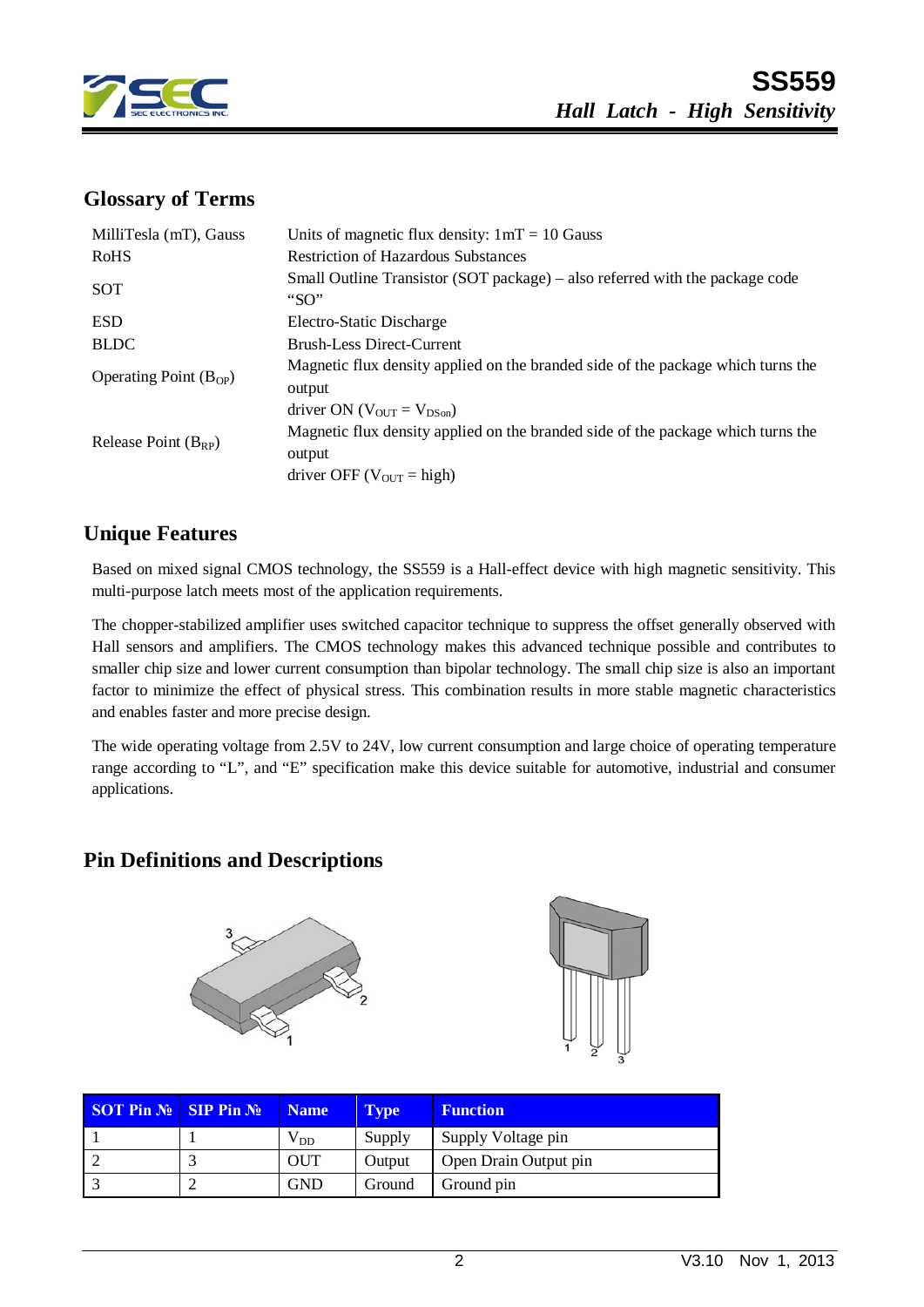## Glossary of Terms

| | |
|---|---|
| MilliTesla (mT), Gauss | Units of magnetic flux density: 1mT = 10 Gauss |
| RoHS | Restriction of Hazardous Substances |
| SOT | Small Outline Transistor (SOT package) – also referred with the package code "SO" |
| ESD | Electro-Static Discharge |
| BLDC | Brush-Less Direct-Current |
| Operating Point ($B_{OP}$) | Magnetic flux density applied on the branded side of the package which turns the output driver ON ($V_{OUT} = V_{DSon}$) |
| Release Point ($B_{RP}$) | Magnetic flux density applied on the branded side of the package which turns the output driver OFF ($V_{OUT}$ = high) |

## Unique Features

Based on mixed signal CMOS technology, the SS559 is a Hall-effect device with high magnetic sensitivity. This multi-purpose latch meets most of the application requirements.

The chopper-stabilized amplifier uses switched capacitor technique to suppress the offset generally observed with Hall sensors and amplifiers. The CMOS technology makes this advanced technique possible and contributes to smaller chip size and lower current consumption than bipolar technology. The small chip size is also an important factor to minimize the effect of physical stress. This combination results in more stable magnetic characteristics and enables faster and more precise design.

The wide operating voltage from 2.5V to 24V, low current consumption and large choice of operating temperature range according to "L", and "E" specification make this device suitable for automotive, industrial and consumer applications.

## Pin Definitions and Descriptions

| SOT Pin № | SIP Pin № | Name | Type | Function |
|---|---|---|---|---|
| 1 | 1 | $V_{DD}$ | Supply | Supply Voltage pin |
| 2 | 3 | OUT | Output | Open Drain Output pin |
| 3 | 2 | GND | Ground | Ground pin |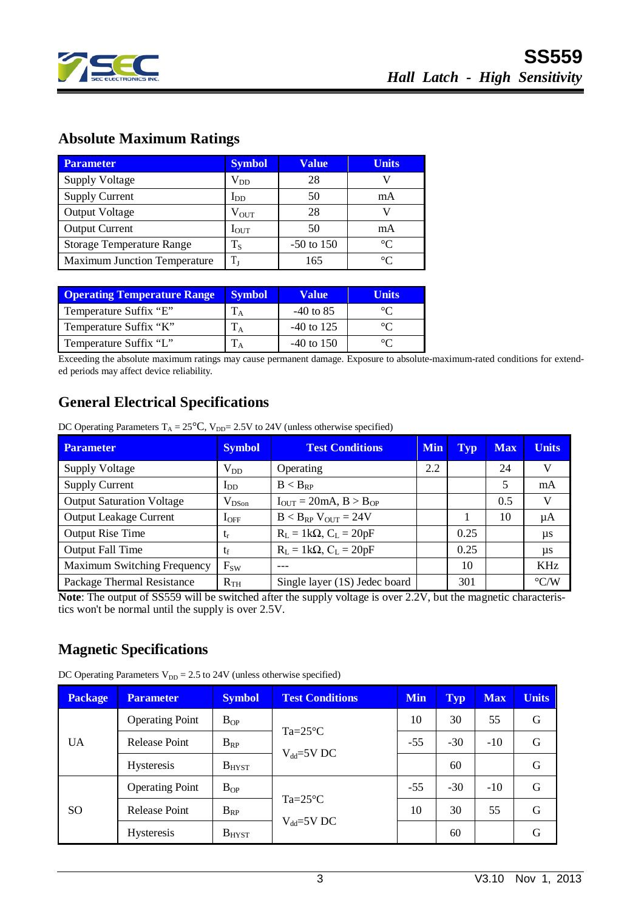## Absolute Maximum Ratings

| Parameter | Symbol | Value | Units |
|---|---|---|---|
| Supply Voltage | $V_{DD}$ | 28 | V |
| Supply Current | $I_{DD}$ | 50 | mA |
| Output Voltage | $V_{OUT}$ | 28 | V |
| Output Current | $I_{OUT}$ | 50 | mA |
| Storage Temperature Range | $T_S$ | -50 to 150 | °C |
| Maximum Junction Temperature | $T_J$ | 165 | °C |

| Operating Temperature Range | Symbol | Value | Units |
|---|---|---|---|
| Temperature Suffix "E" | $T_A$ | -40 to 85 | °C |
| Temperature Suffix "K" | $T_A$ | -40 to 125 | °C |
| Temperature Suffix "L" | $T_A$ | -40 to 150 | °C |

Exceeding the absolute maximum ratings may cause permanent damage. Exposure to absolute-maximum-rated conditions for extended periods may affect device reliability.

## General Electrical Specifications

DC Operating Parameters $T_A$ = 25°C, $V_{DD}$= 2.5V to 24V (unless otherwise specified)

| Parameter | Symbol | Test Conditions | Min | Typ | Max | Units |
|---|---|---|---|---|---|---|
| Supply Voltage | $V_{DD}$ | Operating | 2.2 | | 24 | V |
| Supply Current | $I_{DD}$ | $B < B_{RP}$ | | | 5 | mA |
| Output Saturation Voltage | $V_{DSon}$ | $I_{OUT}$ = 20mA, $B > B_{OP}$ | | | 0.5 | V |
| Output Leakage Current | $I_{OFF}$ | $B < B_{RP}$ $V_{OUT}$ = 24V | | 1 | 10 | µA |
| Output Rise Time | $t_r$ | $R_L$ = 1kΩ, $C_L$ = 20pF | | 0.25 | | µs |
| Output Fall Time | $t_f$ | $R_L$ = 1kΩ, $C_L$ = 20pF | | 0.25 | | µs |
| Maximum Switching Frequency | $F_{SW}$ | --- | | 10 | | KHz |
| Package Thermal Resistance | $R_{TH}$ | Single layer (1S) Jedec board | | 301 | | °C/W |

**Note**: The output of SS559 will be switched after the supply voltage is over 2.2V, but the magnetic characteristics won't be normal until the supply is over 2.5V.

## Magnetic Specifications

DC Operating Parameters $V_{DD}$ = 2.5 to 24V (unless otherwise specified)

| Package | Parameter | Symbol | Test Conditions | Min | Typ | Max | Units |
|---|---|---|---|---|---|---|---|
| UA | Operating Point | $B_{OP}$ | Ta=25°C, $V_{dd}$=5V DC | 10 | 30 | 55 | G |
| | Release Point | $B_{RP}$ | | -55 | -30 | -10 | G |
| | Hysteresis | $B_{HYST}$ | | | 60 | | G |
| SO | Operating Point | $B_{OP}$ | Ta=25°C, $V_{dd}$=5V DC | -55 | -30 | -10 | G |
| | Release Point | $B_{RP}$ | | 10 | 30 | 55 | G |
| | Hysteresis | $B_{HYST}$ | | | 60 | | G |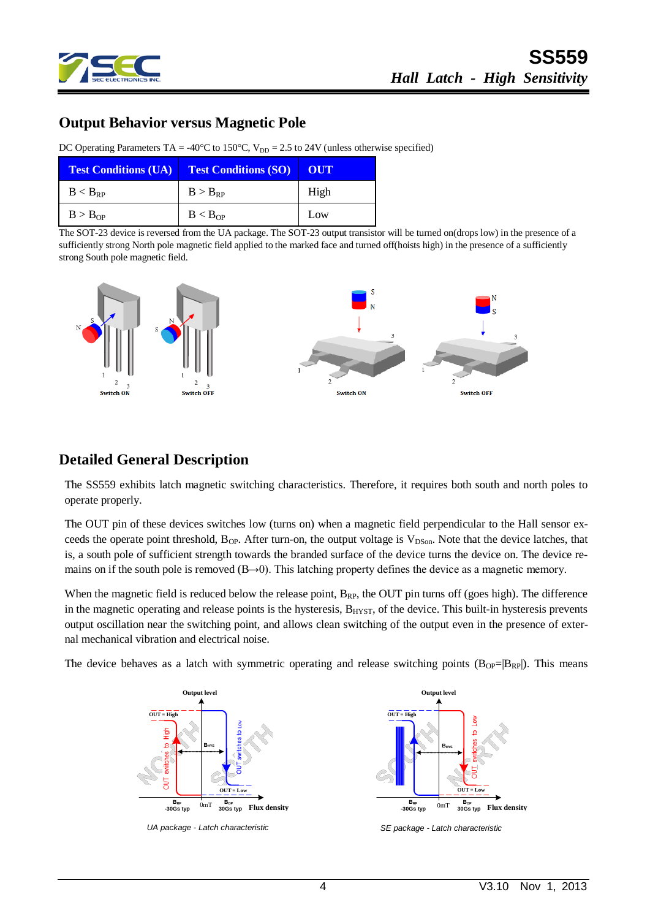## Output Behavior versus Magnetic Pole

DC Operating Parameters TA = -40°C to 150°C, $V_{DD}$ = 2.5 to 24V (unless otherwise specified)

| Test Conditions (UA) | Test Conditions (SO) | OUT |
|---|---|---|
| $B < B_{RP}$ | $B > B_{RP}$ | High |
| $B > B_{OP}$ | $B < B_{OP}$ | Low |

The SOT-23 device is reversed from the UA package. The SOT-23 output transistor will be turned on(drops low) in the presence of a sufficiently strong North pole magnetic field applied to the marked face and turned off(hoists high) in the presence of a sufficiently strong South pole magnetic field.

Switch ON    Switch OFF    Switch ON    Switch OFF

## Detailed General Description

The SS559 exhibits latch magnetic switching characteristics. Therefore, it requires both south and north poles to operate properly.

The OUT pin of these devices switches low (turns on) when a magnetic field perpendicular to the Hall sensor exceeds the operate point threshold, $B_{OP}$. After turn-on, the output voltage is $V_{DSon}$. Note that the device latches, that is, a south pole of sufficient strength towards the branded surface of the device turns the device on. The device remains on if the south pole is removed ($B \rightarrow 0$). This latching property defines the device as a magnetic memory.

When the magnetic field is reduced below the release point, $B_{RP}$, the OUT pin turns off (goes high). The difference in the magnetic operating and release points is the hysteresis, $B_{HYST}$, of the device. This built-in hysteresis prevents output oscillation near the switching point, and allows clean switching of the output even in the presence of external mechanical vibration and electrical noise.

The device behaves as a latch with symmetric operating and release switching points ($B_{OP}=|B_{RP}|$). This means

*UA package - Latch characteristic*

*SE package - Latch characteristic*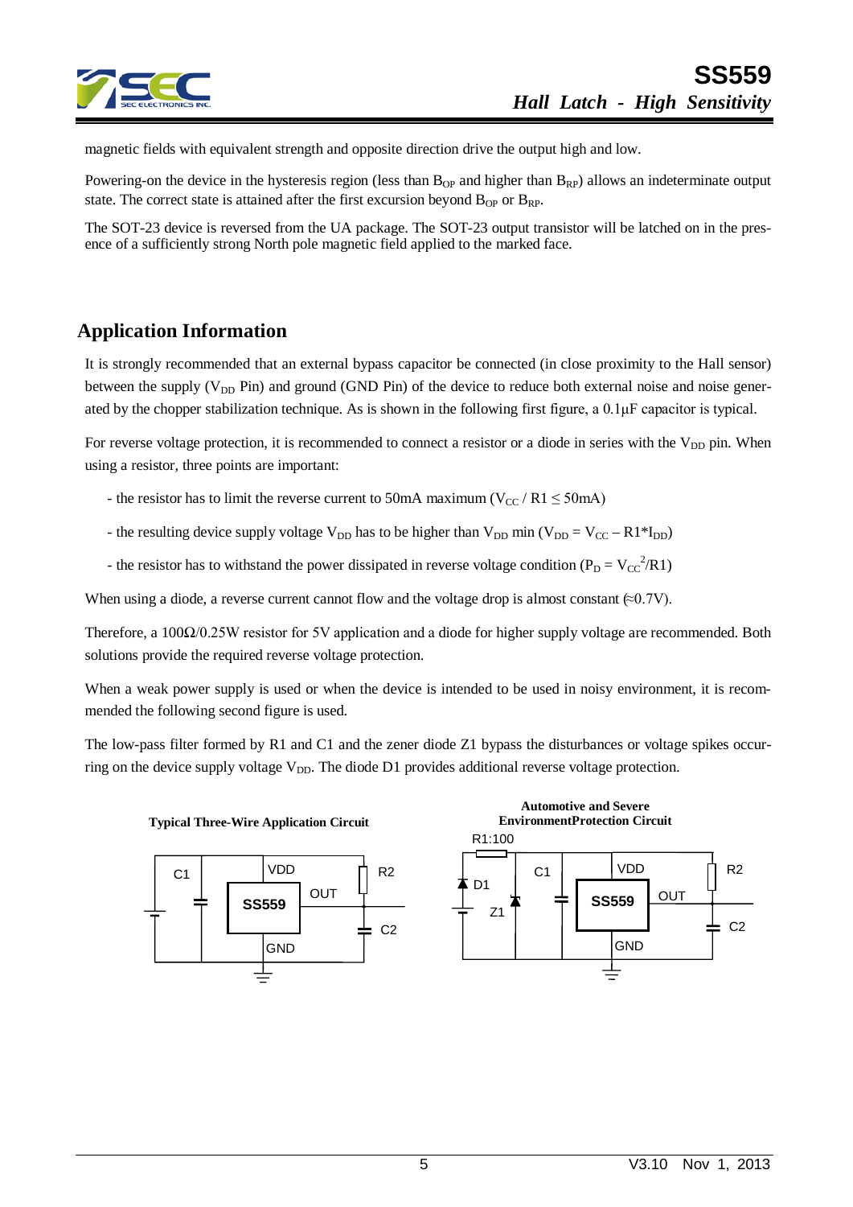magnetic fields with equivalent strength and opposite direction drive the output high and low.

Powering-on the device in the hysteresis region (less than $B_{OP}$ and higher than $B_{RP}$) allows an indeterminate output state. The correct state is attained after the first excursion beyond $B_{OP}$ or $B_{RP}$.

The SOT-23 device is reversed from the UA package. The SOT-23 output transistor will be latched on in the presence of a sufficiently strong North pole magnetic field applied to the marked face.

## Application Information

It is strongly recommended that an external bypass capacitor be connected (in close proximity to the Hall sensor) between the supply ($V_{DD}$ Pin) and ground (GND Pin) of the device to reduce both external noise and noise generated by the chopper stabilization technique. As is shown in the following first figure, a 0.1μF capacitor is typical.

For reverse voltage protection, it is recommended to connect a resistor or a diode in series with the $V_{DD}$ pin. When using a resistor, three points are important:

- the resistor has to limit the reverse current to 50mA maximum ($V_{CC}$ / R1 ≤ 50mA)
- the resulting device supply voltage $V_{DD}$ has to be higher than $V_{DD}$ min ($V_{DD} = V_{CC} – R1*I_{DD}$)
- the resistor has to withstand the power dissipated in reverse voltage condition ($P_D = V_{CC}^2/R1$)

When using a diode, a reverse current cannot flow and the voltage drop is almost constant (≈0.7V).

Therefore, a 100Ω/0.25W resistor for 5V application and a diode for higher supply voltage are recommended. Both solutions provide the required reverse voltage protection.

When a weak power supply is used or when the device is intended to be used in noisy environment, it is recommended the following second figure is used.

The low-pass filter formed by R1 and C1 and the zener diode Z1 bypass the disturbances or voltage spikes occurring on the device supply voltage $V_{DD}$. The diode D1 provides additional reverse voltage protection.

**Typical Three-Wire Application Circuit**

**Automotive and Severe EnvironmentProtection Circuit**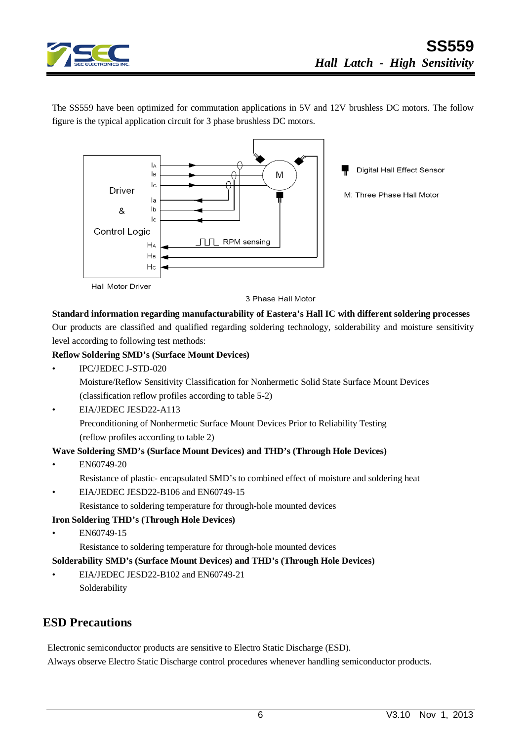The SS559 have been optimized for commutation applications in 5V and 12V brushless DC motors. The follow figure is the typical application circuit for 3 phase brushless DC motors.

**Standard information regarding manufacturability of Eastera's Hall IC with different soldering processes**

Our products are classified and qualified regarding soldering technology, solderability and moisture sensitivity level according to following test methods:

**Reflow Soldering SMD's (Surface Mount Devices)**

- IPC/JEDEC J-STD-020

  Moisture/Reflow Sensitivity Classification for Nonhermetic Solid State Surface Mount Devices (classification reflow profiles according to table 5-2)

- EIA/JEDEC JESD22-A113

  Preconditioning of Nonhermetic Surface Mount Devices Prior to Reliability Testing (reflow profiles according to table 2)

**Wave Soldering SMD's (Surface Mount Devices) and THD's (Through Hole Devices)**

- EN60749-20

  Resistance of plastic- encapsulated SMD's to combined effect of moisture and soldering heat

- EIA/JEDEC JESD22-B106 and EN60749-15

  Resistance to soldering temperature for through-hole mounted devices

**Iron Soldering THD's (Through Hole Devices)**

- EN60749-15

  Resistance to soldering temperature for through-hole mounted devices

**Solderability SMD's (Surface Mount Devices) and THD's (Through Hole Devices)**

- EIA/JEDEC JESD22-B102 and EN60749-21

  Solderability

## ESD Precautions

Electronic semiconductor products are sensitive to Electro Static Discharge (ESD).

Always observe Electro Static Discharge control procedures whenever handling semiconductor products.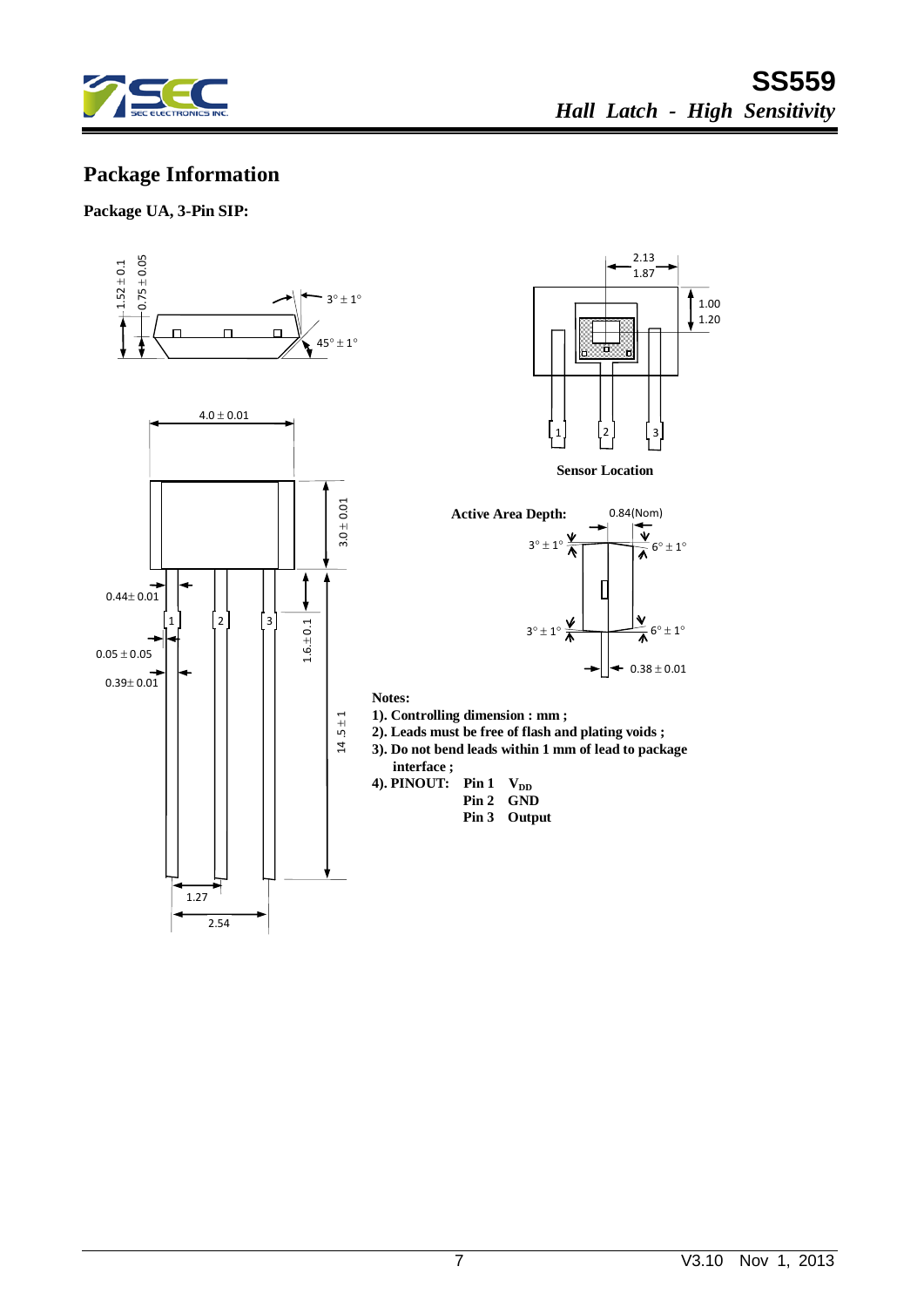## Package Information

**Package UA, 3-Pin SIP:**

**Sensor Location**

**Active Area Depth:** 0.84(Nom)

**Notes:**

**1). Controlling dimension : mm ;**
**2). Leads must be free of flash and plating voids ;**
**3). Do not bend leads within 1 mm of lead to package interface ;**
**4). PINOUT:** **Pin 1 $V_{DD}$**
**Pin 2 GND**
**Pin 3 Output**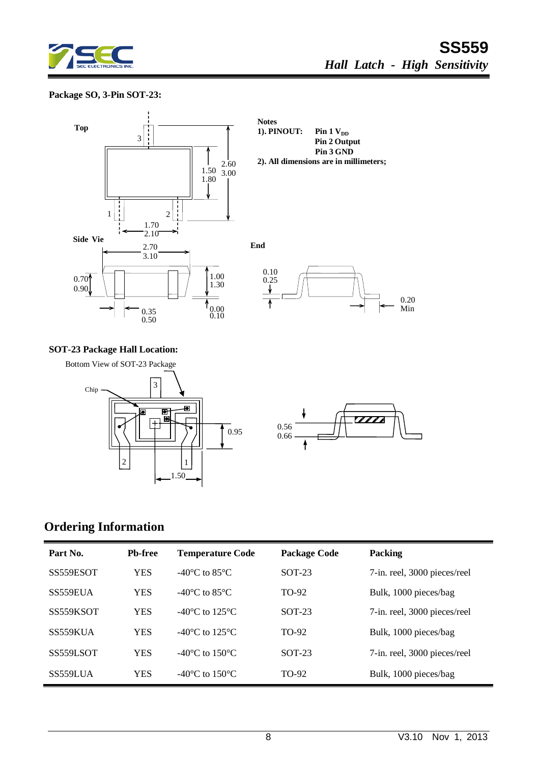**Package SO, 3-Pin SOT-23:**

Top

3

1 2

1.50
1.80

2.60
3.00

1.70
2.10

**Notes**

**1). PINOUT:** **Pin 1 $V_{DD}$**
**Pin 2 Output**
**Pin 3 GND**

**2). All dimensions are in millimeters;**

**Side Vie**

2.70
3.10

0.70
0.90

1.00
1.30

0.35
0.50

0.00
0.10

**End**

0.10
0.25

0.20
Min

**SOT-23 Package Hall Location:**

Bottom View of SOT-23 Package

Chip

3

2 1

0.95

1.50

0.56
0.66

## Ordering Information

| Part No. | Pb-free | Temperature Code | Package Code | Packing |
|---|---|---|---|---|
| SS559ESOT | YES | -40°C to 85°C | SOT-23 | 7-in. reel, 3000 pieces/reel |
| SS559EUA | YES | -40°C to 85°C | TO-92 | Bulk, 1000 pieces/bag |
| SS559KSOT | YES | -40°C to 125°C | SOT-23 | 7-in. reel, 3000 pieces/reel |
| SS559KUA | YES | -40°C to 125°C | TO-92 | Bulk, 1000 pieces/bag |
| SS559LSOT | YES | -40°C to 150°C | SOT-23 | 7-in. reel, 3000 pieces/reel |
| SS559LUA | YES | -40°C to 150°C | TO-92 | Bulk, 1000 pieces/bag |